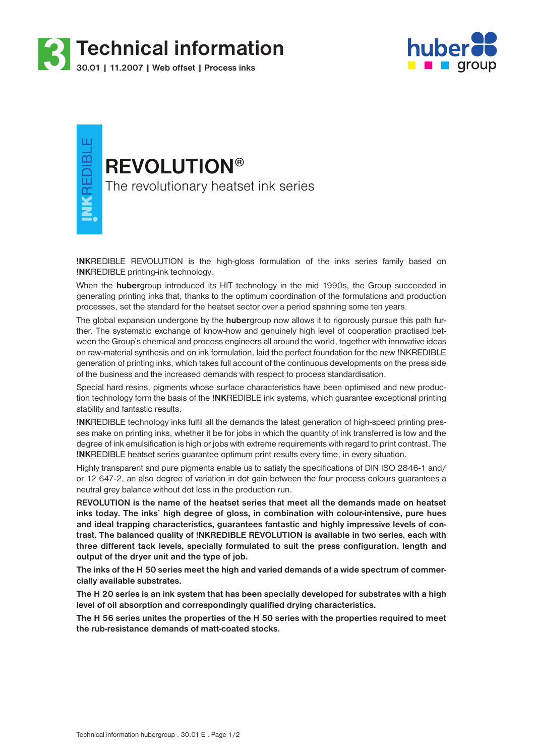# Technical information

**30.01 | 11.2007 | Web offset | Process inks**

**!NK**REDIBLE

# REVOLUTION®

## The revolutionary heatset ink series

**!NK**REDIBLE REVOLUTION is the high-gloss formulation of the inks series family based on **!NK**REDIBLE printing-ink technology.

When the **huber**group introduced its HIT technology in the mid 1990s, the Group succeeded in generating printing inks that, thanks to the optimum coordination of the formulations and production processes, set the standard for the heatset sector over a period spanning some ten years.

The global expansion undergone by the **huber**group now allows it to rigorously pursue this path further. The systematic exchange of know-how and genuinely high level of cooperation practised between the Group's chemical and process engineers all around the world, together with innovative ideas on raw-material synthesis and on ink formulation, laid the perfect foundation for the new !NKREDIBLE generation of printing inks, which takes full account of the continuous developments on the press side of the business and the increased demands with respect to process standardisation.

Special hard resins, pigments whose surface characteristics have been optimised and new production technology form the basis of the **!NK**REDIBLE ink systems, which guarantee exceptional printing stability and fantastic results.

**!NK**REDIBLE technology inks fulfil all the demands the latest generation of high-speed printing presses make on printing inks, whether it be for jobs in which the quantity of ink transferred is low and the degree of ink emulsification is high or jobs with extreme requirements with regard to print contrast. The **!NK**REDIBLE heatset series guarantee optimum print results every time, in every situation.

Highly transparent and pure pigments enable us to satisfy the specifications of DIN ISO 2846-1 and/or 12 647-2, an also degree of variation in dot gain between the four process colours guarantees a neutral grey balance without dot loss in the production run.

**REVOLUTION is the name of the heatset series that meet all the demands made on heatset inks today. The inks' high degree of gloss, in combination with colour-intensive, pure hues and ideal trapping characteristics, guarantees fantastic and highly impressive levels of contrast. The balanced quality of !NKREDIBLE REVOLUTION is available in two series, each with three different tack levels, specially formulated to suit the press configuration, length and output of the dryer unit and the type of job.**

**The inks of the H 50 series meet the high and varied demands of a wide spectrum of commercially available substrates.**

**The H 20 series is an ink system that has been specially developed for substrates with a high level of oil absorption and correspondingly qualified drying characteristics.**

**The H 56 series unites the properties of the H 50 series with the properties required to meet the rub-resistance demands of matt-coated stocks.**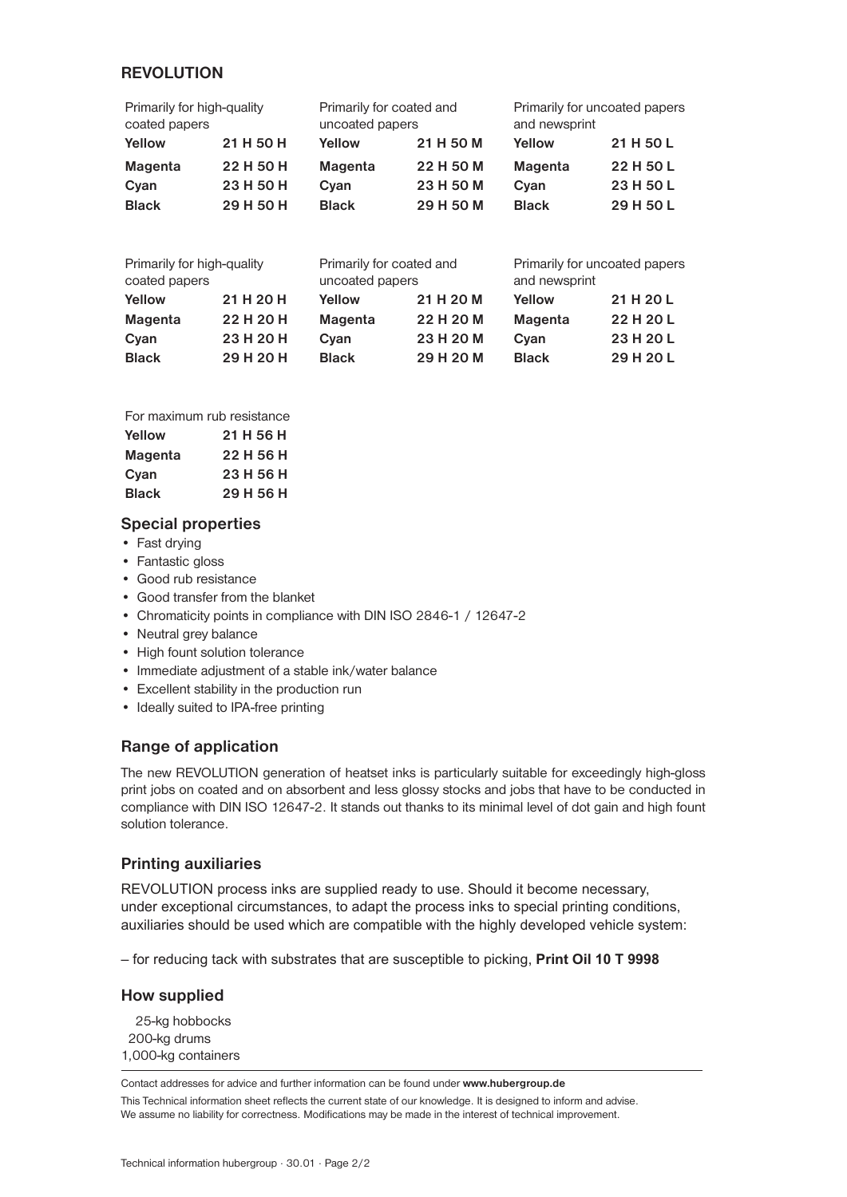## REVOLUTION

| Primarily for high-quality coated papers | | Primarily for coated and uncoated papers | | Primarily for uncoated papers and newsprint | |
|---|---|---|---|---|---|
| **Yellow** | **21 H 50 H** | **Yellow** | **21 H 50 M** | **Yellow** | **21 H 50 L** |
| **Magenta** | **22 H 50 H** | **Magenta** | **22 H 50 M** | **Magenta** | **22 H 50 L** |
| **Cyan** | **23 H 50 H** | **Cyan** | **23 H 50 M** | **Cyan** | **23 H 50 L** |
| **Black** | **29 H 50 H** | **Black** | **29 H 50 M** | **Black** | **29 H 50 L** |

| Primarily for high-quality coated papers | | Primarily for coated and uncoated papers | | Primarily for uncoated papers and newsprint | |
|---|---|---|---|---|---|
| **Yellow** | **21 H 20 H** | **Yellow** | **21 H 20 M** | **Yellow** | **21 H 20 L** |
| **Magenta** | **22 H 20 H** | **Magenta** | **22 H 20 M** | **Magenta** | **22 H 20 L** |
| **Cyan** | **23 H 20 H** | **Cyan** | **23 H 20 M** | **Cyan** | **23 H 20 L** |
| **Black** | **29 H 20 H** | **Black** | **29 H 20 M** | **Black** | **29 H 20 L** |

| For maximum rub resistance | |
|---|---|
| **Yellow** | **21 H 56 H** |
| **Magenta** | **22 H 56 H** |
| **Cyan** | **23 H 56 H** |
| **Black** | **29 H 56 H** |

### Special properties

- Fast drying
- Fantastic gloss
- Good rub resistance
- Good transfer from the blanket
- Chromaticity points in compliance with DIN ISO 2846-1 / 12647-2
- Neutral grey balance
- High fount solution tolerance
- Immediate adjustment of a stable ink/water balance
- Excellent stability in the production run
- Ideally suited to IPA-free printing

### Range of application

The new REVOLUTION generation of heatset inks is particularly suitable for exceedingly high-gloss print jobs on coated and on absorbent and less glossy stocks and jobs that have to be conducted in compliance with DIN ISO 12647-2. It stands out thanks to its minimal level of dot gain and high fount solution tolerance.

### Printing auxiliaries

REVOLUTION process inks are supplied ready to use. Should it become necessary, under exceptional circumstances, to adapt the process inks to special printing conditions, auxiliaries should be used which are compatible with the highly developed vehicle system:

– for reducing tack with substrates that are susceptible to picking, **Print Oil 10 T 9998**

### How supplied

25-kg hobbocks
200-kg drums
1,000-kg containers

Contact addresses for advice and further information can be found under **www.hubergroup.de**

This Technical information sheet reflects the current state of our knowledge. It is designed to inform and advise. We assume no liability for correctness. Modifications may be made in the interest of technical improvement.